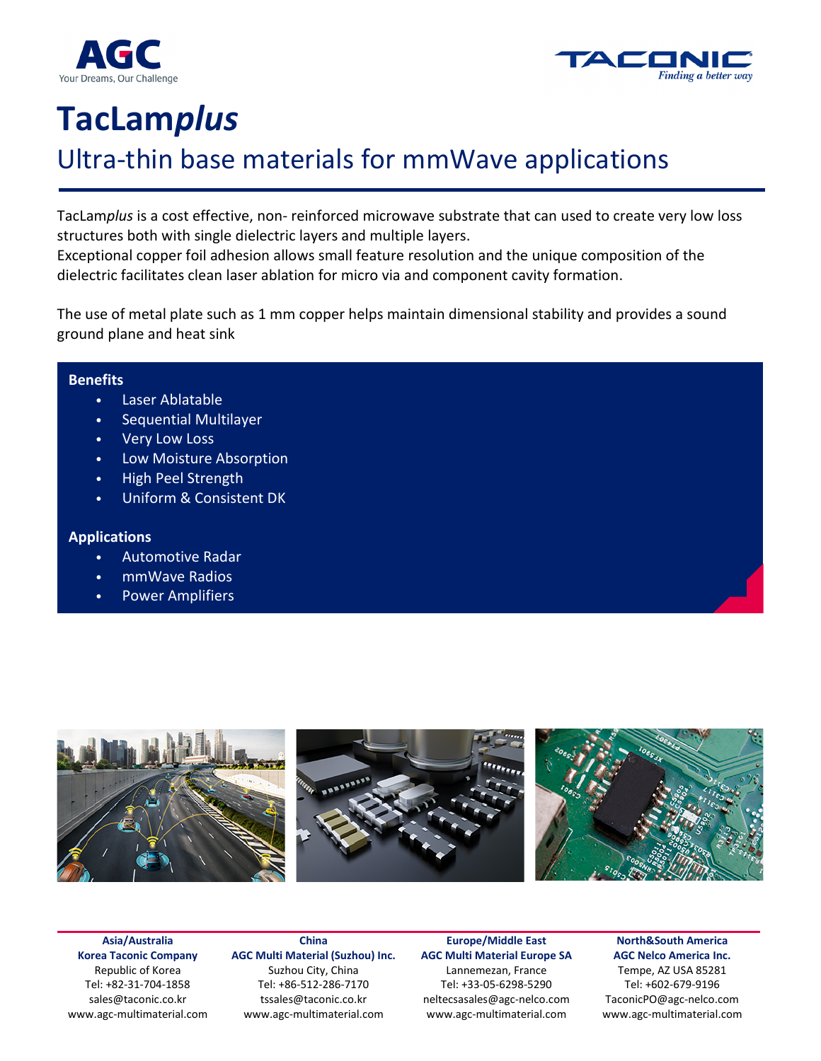# TacLam*plus*

## Ultra-thin base materials for mmWave applications

TacLam*plus* is a cost effective, non- reinforced microwave substrate that can used to create very low loss structures both with single dielectric layers and multiple layers.
Exceptional copper foil adhesion allows small feature resolution and the unique composition of the dielectric facilitates clean laser ablation for micro via and component cavity formation.

The use of metal plate such as 1 mm copper helps maintain dimensional stability and provides a sound ground plane and heat sink

**Benefits**

- Laser Ablatable
- Sequential Multilayer
- Very Low Loss
- Low Moisture Absorption
- High Peel Strength
- Uniform & Consistent DK

**Applications**

- Automotive Radar
- mmWave Radios
- Power Amplifiers

**Asia/Australia**
**Korea Taconic Company**
Republic of Korea
Tel: +82-31-704-1858
sales@taconic.co.kr
www.agc-multimaterial.com

**China**
**AGC Multi Material (Suzhou) Inc.**
Suzhou City, China
Tel: +86-512-286-7170
tssales@taconic.co.kr
www.agc-multimaterial.com

**Europe/Middle East**
**AGC Multi Material Europe SA**
Lannemezan, France
Tel: +33-05-6298-5290
neltecsasales@agc-nelco.com
www.agc-multimaterial.com

**North&South America**
**AGC Nelco America Inc.**
Tempe, AZ USA 85281
Tel: +602-679-9196
TaconicPO@agc-nelco.com
www.agc-multimaterial.com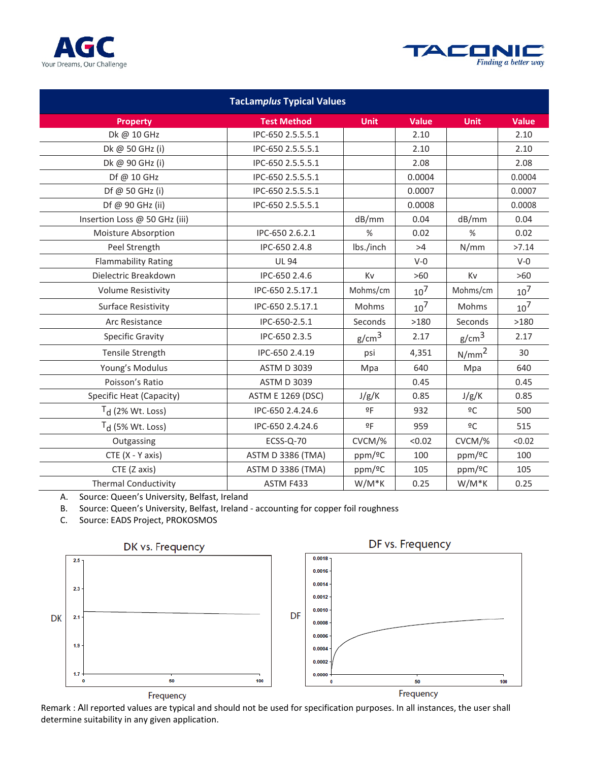AGC

Your Dreams, Our Challenge

TACONIC

*Finding a better way*

| TacLam*plus* Typical Values | | | | | |
|---|---|---|---|---|---|
| **Property** | **Test Method** | **Unit** | **Value** | **Unit** | **Value** |
| Dk @ 10 GHz | IPC-650 2.5.5.5.1 | | 2.10 | | 2.10 |
| Dk @ 50 GHz (i) | IPC-650 2.5.5.5.1 | | 2.10 | | 2.10 |
| Dk @ 90 GHz (i) | IPC-650 2.5.5.5.1 | | 2.08 | | 2.08 |
| Df @ 10 GHz | IPC-650 2.5.5.5.1 | | 0.0004 | | 0.0004 |
| Df @ 50 GHz (i) | IPC-650 2.5.5.5.1 | | 0.0007 | | 0.0007 |
| Df @ 90 GHz (ii) | IPC-650 2.5.5.5.1 | | 0.0008 | | 0.0008 |
| Insertion Loss @ 50 GHz (iii) | | dB/mm | 0.04 | dB/mm | 0.04 |
| Moisture Absorption | IPC-650 2.6.2.1 | % | 0.02 | % | 0.02 |
| Peel Strength | IPC-650 2.4.8 | lbs./inch | >4 | N/mm | >7.14 |
| Flammability Rating | UL 94 | | V-0 | | V-0 |
| Dielectric Breakdown | IPC-650 2.4.6 | Kv | >60 | Kv | >60 |
| Volume Resistivity | IPC-650 2.5.17.1 | Mohms/cm | $10^7$ | Mohms/cm | $10^7$ |
| Surface Resistivity | IPC-650 2.5.17.1 | Mohms | $10^7$ | Mohms | $10^7$ |
| Arc Resistance | IPC-650-2.5.1 | Seconds | >180 | Seconds | >180 |
| Specific Gravity | IPC-650 2.3.5 | $g/cm^3$ | 2.17 | $g/cm^3$ | 2.17 |
| Tensile Strength | IPC-650 2.4.19 | psi | 4,351 | $N/mm^2$ | 30 |
| Young's Modulus | ASTM D 3039 | Mpa | 640 | Mpa | 640 |
| Poisson's Ratio | ASTM D 3039 | | 0.45 | | 0.45 |
| Specific Heat (Capacity) | ASTM E 1269 (DSC) | J/g/K | 0.85 | J/g/K | 0.85 |
| $T_d$ (2% Wt. Loss) | IPC-650 2.4.24.6 | ºF | 932 | ºC | 500 |
| $T_d$ (5% Wt. Loss) | IPC-650 2.4.24.6 | ºF | 959 | ºC | 515 |
| Outgassing | ECSS-Q-70 | CVCM/% | <0.02 | CVCM/% | <0.02 |
| CTE (X - Y axis) | ASTM D 3386 (TMA) | ppm/ºC | 100 | ppm/ºC | 100 |
| CTE (Z axis) | ASTM D 3386 (TMA) | ppm/ºC | 105 | ppm/ºC | 105 |
| Thermal Conductivity | ASTM F433 | W/M*K | 0.25 | W/M*K | 0.25 |

A. Source: Queen's University, Belfast, Ireland
B. Source: Queen's University, Belfast, Ireland - accounting for copper foil roughness
C. Source: EADS Project, PROKOSMOS

DK vs. Frequency

DF vs. Frequency

Remark : All reported values are typical and should not be used for specification purposes. In all instances, the user shall determine suitability in any given application.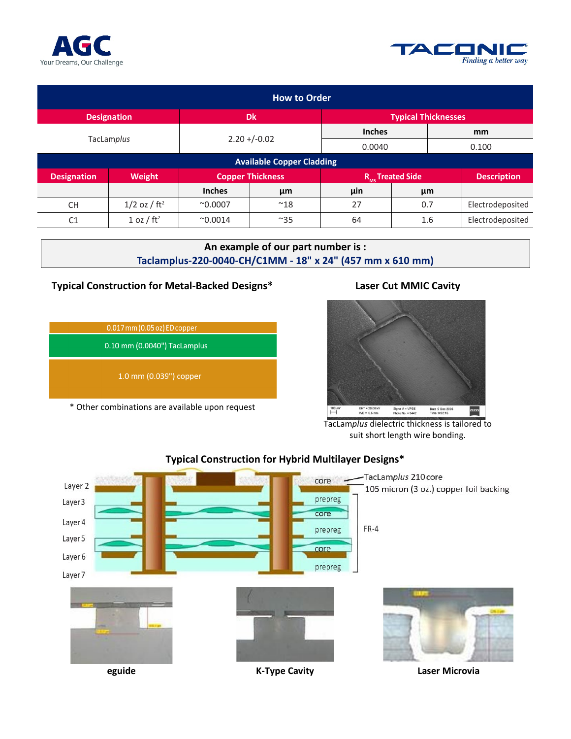| How to Order | | | |
|---|---|---|---|
| **Designation** | **Dk** | **Typical Thicknesses** | |
| | | **Inches** | **mm** |
| Tac*Lamplus* | 2.20 +/-0.02 | 0.0040 | 0.100 |

| Available Copper Cladding | | | | | | |
|---|---|---|---|---|---|---|
| **Designation** | **Weight** | **Copper Thickness** | | **$R_{MS}$ Treated Side** | | **Description** |
| | | **Inches** | **µm** | **µin** | **µm** | |
| CH | 1/2 oz / ft² | ~0.0007 | ~18 | 27 | 0.7 | Electrodeposited |
| C1 | 1 oz / ft² | ~0.0014 | ~35 | 64 | 1.6 | Electrodeposited |

**An example of our part number is :**
**Taclamplus-220-0040-CH/C1MM - 18" x 24" (457 mm x 610 mm)**

### Typical Construction for Metal-Backed Designs*

0.017 mm (0.05 oz) ED copper
0.10 mm (0.0040") TacLamplus
1.0 mm (0.039") copper

\* Other combinations are available upon request

### Laser Cut MMIC Cavity

TacLam*plus* dielectric thickness is tailored to suit short length wire bonding.

### Typical Construction for Hybrid Multilayer Designs*

Layer 2
Layer 3
Layer 4
Layer 5
Layer 6
Layer 7

core
prepreg
core
prepreg
core
prepreg

TacLam*plus* 210 core
105 micron (3 oz.) copper foil backing
FR-4

**eguide** **K-Type Cavity** **Laser Microvia**